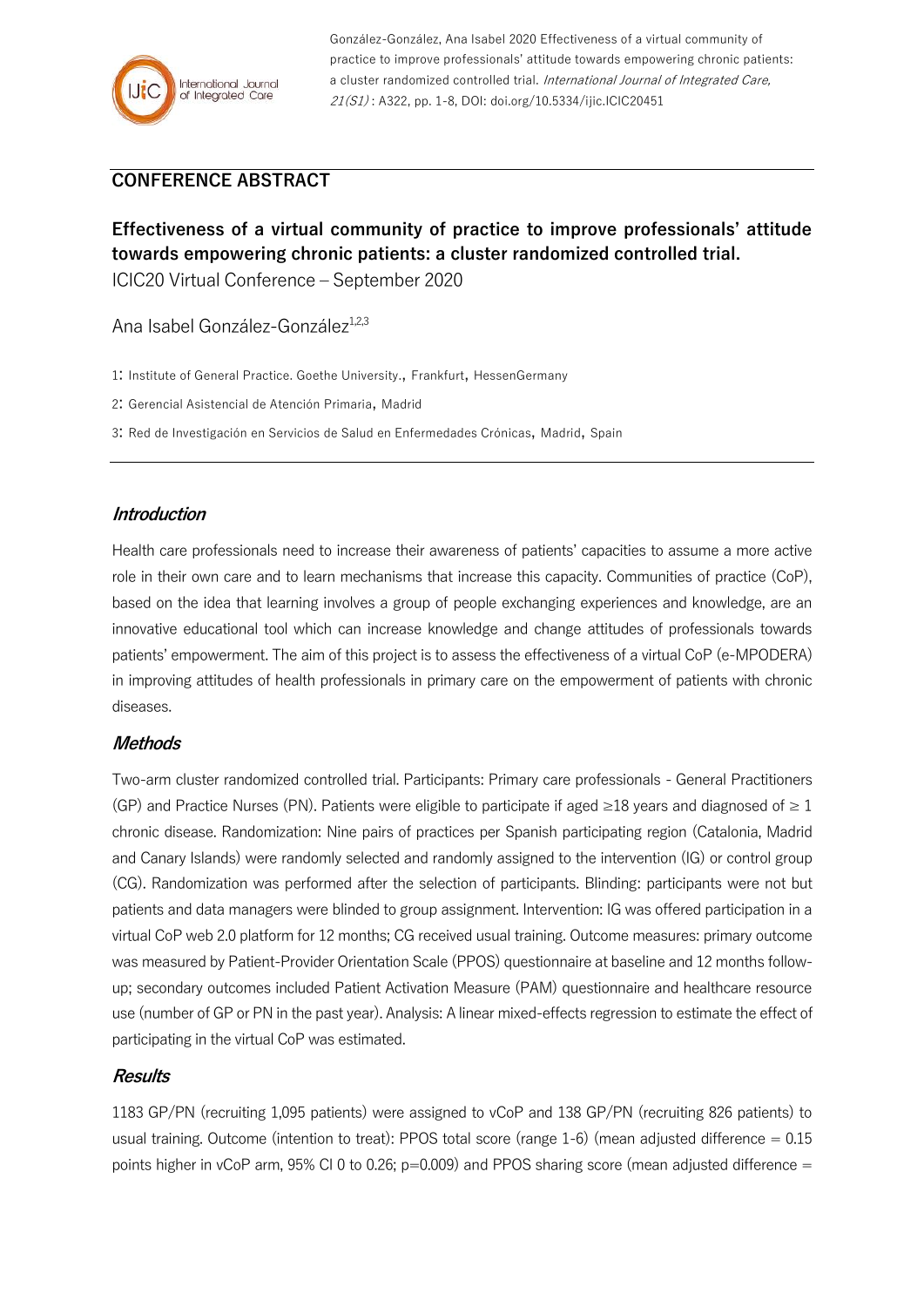González-González, Ana Isabel 2020 Effectiveness of a virtual community of practice to improve professionals' attitude towards empowering chronic patients: a cluster randomized controlled trial. *International Journal of Integrated Care, 21(S1)* : A322, pp. 1-8, DOI: doi.org/10.5334/ijic.ICIC20451

## CONFERENCE ABSTRACT

# Effectiveness of a virtual community of practice to improve professionals' attitude towards empowering chronic patients: a cluster randomized controlled trial.

ICIC20 Virtual Conference – September 2020

Ana Isabel González-González[1,2,3]

1: Institute of General Practice. Goethe University., Frankfurt, HessenGermany

2: Gerencial Asistencial de Atención Primaria, Madrid

3: Red de Investigación en Servicios de Salud en Enfermedades Crónicas, Madrid, Spain

### *Introduction*

Health care professionals need to increase their awareness of patients' capacities to assume a more active role in their own care and to learn mechanisms that increase this capacity. Communities of practice (CoP), based on the idea that learning involves a group of people exchanging experiences and knowledge, are an innovative educational tool which can increase knowledge and change attitudes of professionals towards patients' empowerment. The aim of this project is to assess the effectiveness of a virtual CoP (e-MPODERA) in improving attitudes of health professionals in primary care on the empowerment of patients with chronic diseases.

### *Methods*

Two-arm cluster randomized controlled trial. Participants: Primary care professionals - General Practitioners (GP) and Practice Nurses (PN). Patients were eligible to participate if aged ≥18 years and diagnosed of ≥ 1 chronic disease. Randomization: Nine pairs of practices per Spanish participating region (Catalonia, Madrid and Canary Islands) were randomly selected and randomly assigned to the intervention (IG) or control group (CG). Randomization was performed after the selection of participants. Blinding: participants were not but patients and data managers were blinded to group assignment. Intervention: IG was offered participation in a virtual CoP web 2.0 platform for 12 months; CG received usual training. Outcome measures: primary outcome was measured by Patient-Provider Orientation Scale (PPOS) questionnaire at baseline and 12 months follow-up; secondary outcomes included Patient Activation Measure (PAM) questionnaire and healthcare resource use (number of GP or PN in the past year). Analysis: A linear mixed-effects regression to estimate the effect of participating in the virtual CoP was estimated.

### *Results*

1183 GP/PN (recruiting 1,095 patients) were assigned to vCoP and 138 GP/PN (recruiting 826 patients) to usual training. Outcome (intention to treat): PPOS total score (range 1-6) (mean adjusted difference = 0.15 points higher in vCoP arm, 95% CI 0 to 0.26; p=0.009) and PPOS sharing score (mean adjusted difference =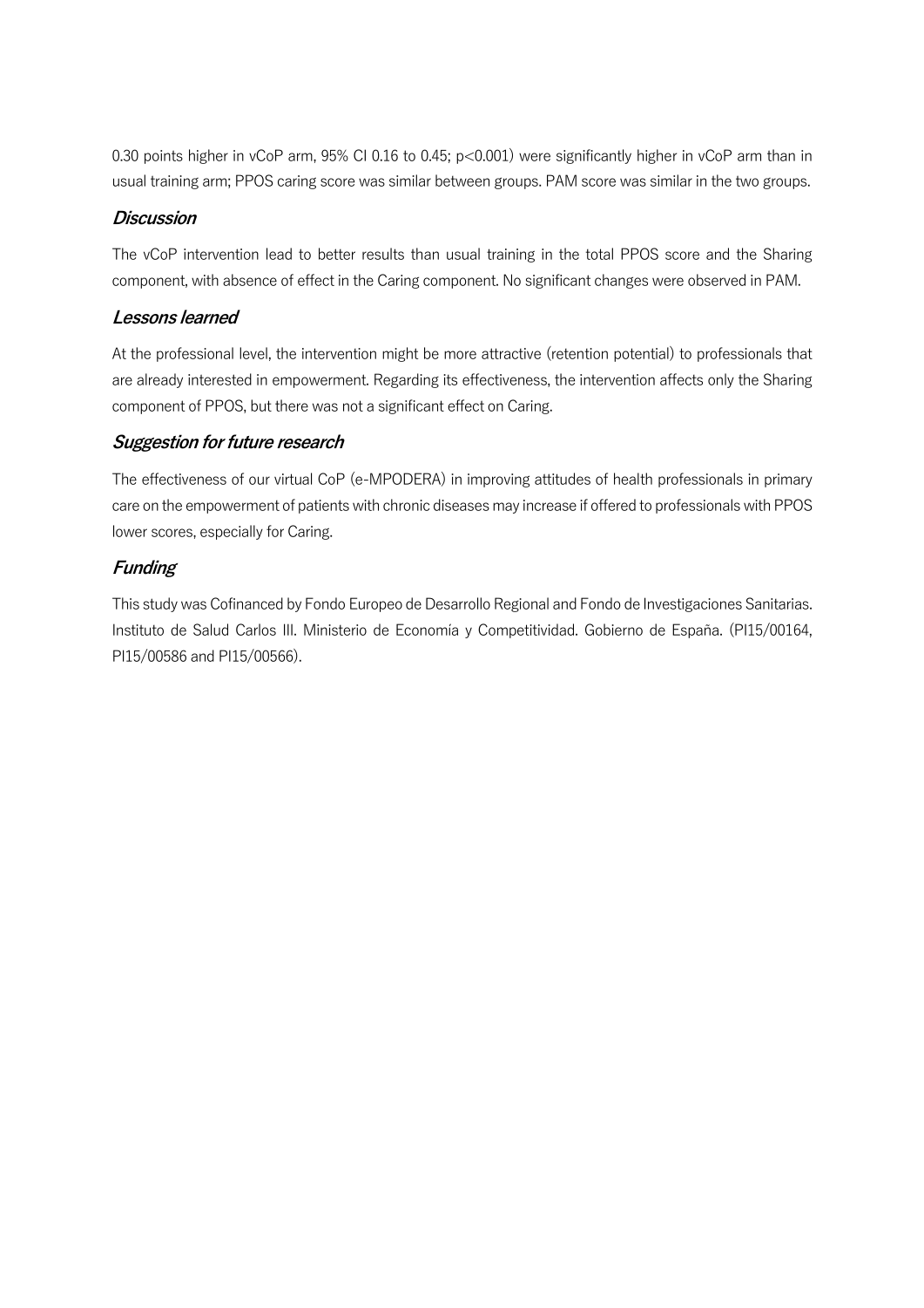0.30 points higher in vCoP arm, 95% CI 0.16 to 0.45; $p<0.001$) were significantly higher in vCoP arm than in usual training arm; PPOS caring score was similar between groups. PAM score was similar in the two groups.

### *Discussion*

The vCoP intervention lead to better results than usual training in the total PPOS score and the Sharing component, with absence of effect in the Caring component. No significant changes were observed in PAM.

### *Lessons learned*

At the professional level, the intervention might be more attractive (retention potential) to professionals that are already interested in empowerment. Regarding its effectiveness, the intervention affects only the Sharing component of PPOS, but there was not a significant effect on Caring.

### *Suggestion for future research*

The effectiveness of our virtual CoP (e-MPODERA) in improving attitudes of health professionals in primary care on the empowerment of patients with chronic diseases may increase if offered to professionals with PPOS lower scores, especially for Caring.

### *Funding*

This study was Cofinanced by Fondo Europeo de Desarrollo Regional and Fondo de Investigaciones Sanitarias. Instituto de Salud Carlos III. Ministerio de Economía y Competitividad. Gobierno de España. (PI15/00164, PI15/00586 and PI15/00566).